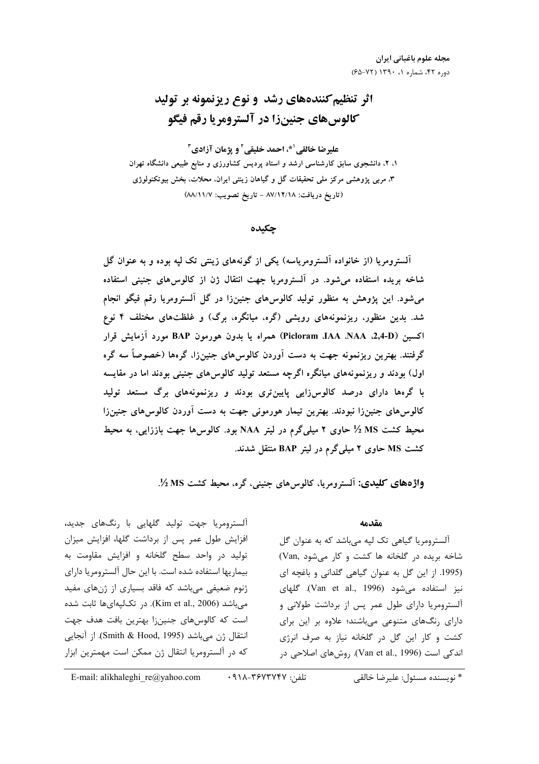# اثر تنظیم‌کننده‌های رشد و نوع ریزنمونه بر تولید کالوس‌های جنین‌زا در آلسترومریا رقم فیگو

**علیرضا خالقی[1]*، احمد خلیقی[2] و پژمان آزادی[3]**

۱، ۲، دانشجوی سابق کارشناسی ارشد و استاد پردیس کشاورزی و منابع طبیعی دانشگاه تهران
۳، مربی پژوهشی مرکز ملی تحقیقات گل و گیاهان زینتی ایران، محلات، بخش بیوتکنولوژی
(تاریخ دریافت: ۸۷/۱۲/۱۸ - تاریخ تصویب: ۸۸/۱۱/۷)

## چکیده

آلسترومریا (از خانواده آلسترومریاسه) یکی از گونه‌های زینتی تک لپه بوده و به عنوان گل شاخه بریده استفاده می‌شود. در آلسترومریا جهت انتقال ژن از کالوس‌های جنینی استفاده می‌شود. این پژوهش به منظور تولید کالوس‌های جنین‌زا در گل آلسترومریا رقم فیگو انجام شد. بدین منظور، ریزنمونه‌های رویشی (گره، میانگره، برگ) و غلظت‌های مختلف ۴ نوع اکسین (2,4-D، NAA، IAA، Picloram) همراه یا بدون هورمون BAP مورد آزمایش قرار گرفتند. بهترین ریزنمونه جهت به دست آوردن کالوس‌های جنین‌زا، گره‌ها (خصوصاً سه گره اول) بودند و ریزنمونه‌های میانگره اگرچه مستعد تولید کالوس‌های جنینی بودند اما در مقایسه با گره‌ها دارای درصد کالوس‌زایی پایین‌تری بودند و ریزنمونه‌های برگ مستعد تولید کالوس‌های جنین‌زا نبودند. بهترین تیمار هورمونی جهت به دست آوردن کالوس‌های جنین‌زا محیط کشت MS ½ حاوی ۲ میلی‌گرم در لیتر NAA بود. کالوس‌ها جهت باززایی، به محیط کشت MS حاوی ۲ میلی‌گرم در لیتر BAP منتقل شدند.

**واژه‌های کلیدی:** آلسترومریا، کالوس‌های جنینی، گره، محیط کشت MS ½.

## مقدمه

آلسترومریا گیاهی تک لپه می‌باشد که به عنوان گل شاخه بریده در گلخانه ها کشت و کار می‌شود (Van, 1995). از این گل به عنوان گیاهی گلدانی و باغچه ای نیز استفاده می‌شود (Van et al., 1996). گلهای آلسترومریا دارای طول عمر پس از برداشت طولانی و دارای رنگ‌های متنوعی می‌باشند؛ علاوه بر این برای کشت و کار این گل در گلخانه نیاز به صرف انرژی اندکی است (Van et al., 1996). روش‌های اصلاحی در آلسترومریا جهت تولید گلهایی با رنگ‌های جدید، افزایش طول عمر پس از برداشت گلها، افزایش میزان تولید در واحد سطح گلخانه و افزایش مقاومت به بیماریها استفاده شده است. با این حال آلسترومریا دارای ژنوم ضعیفی می‌باشد که فاقد بسیاری از ژن‌های مفید می‌باشد (Kim et al., 2006). در تک‌لپه‌ای‌ها ثابت شده است که کالوس‌های جنین‌زا بهترین بافت هدف جهت انتقال ژن می‌باشد (Smith & Hood, 1995). از آنجایی که در آلسترومریا انتقال ژن ممکن است مهمترین ابزار

* نویسنده مسئول: علیرضا خالقی &nbsp;&nbsp;&nbsp; تلفن: ۰۹۱۸-۳۶۷۳۷۴۷ &nbsp;&nbsp;&nbsp; E-mail: alikhaleghi_re@yahoo.com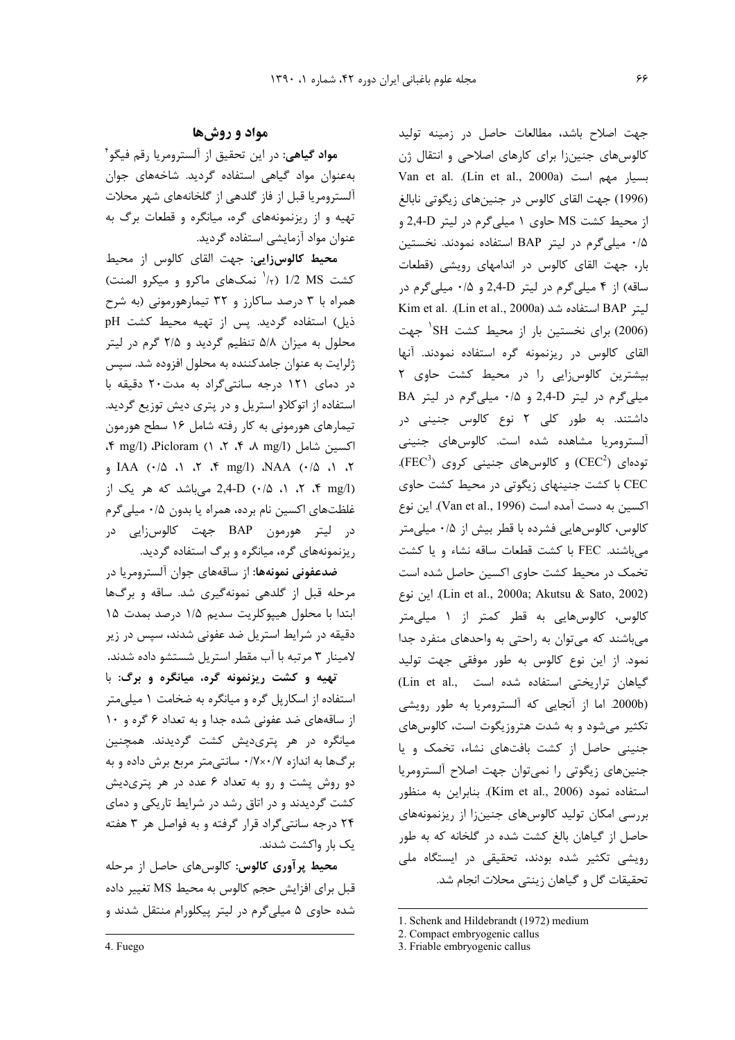جهت اصلاح باشد، مطالعات حاصل در زمینه تولید کالوس‌های جنین‌زا برای کارهای اصلاحی و انتقال ژن بسیار مهم است (Lin et al., 2000a). Van et al. (1996) جهت القای کالوس در جنین‌های زیگوتی نابالغ از محیط کشت MS حاوی ۱ میلی‌گرم در لیتر 2,4-D و ۰/۵ میلی‌گرم در لیتر BAP استفاده نمودند. نخستین بار، جهت القای کالوس در اندامهای رویشی (قطعات ساقه) از ۴ میلی‌گرم در لیتر 2,4-D و ۰/۵ میلی‌گرم در لیتر BAP استفاده شد (Lin et al., 2000a). Kim et al. (2006) برای نخستین بار از محیط کشت SH[1] جهت القای کالوس در ریزنمونه گره استفاده نمودند. آنها بیشترین کالوس‌زایی را در محیط کشت حاوی ۲ میلی‌گرم در لیتر 2,4-D و ۰/۵ میلی‌گرم در لیتر BA داشتند. به طور کلی ۲ نوع کالوس جنینی در آلسترومریا مشاهده شده است. کالوس‌های جنینی توده‌ای (CEC[2]) و کالوس‌های جنینی کروی (FEC[3]). CEC با کشت جنینهای زیگوتی در محیط کشت حاوی اکسین به دست آمده است (Van et al., 1996). این نوع کالوس، کالوس‌هایی فشرده با قطر بیش از ۰/۵ میلی‌متر می‌باشند. FEC با کشت قطعات ساقه نشاء و یا کشت تخمک در محیط کشت حاوی اکسین حاصل شده است (Lin et al., 2000a; Akutsu & Sato, 2002). این نوع کالوس، کالوس‌هایی به قطر کمتر از ۱ میلی‌متر می‌باشند که می‌توان به راحتی به واحدهای منفرد جدا نمود. از این نوع کالوس به طور موفقی جهت تولید گیاهان تراریختی استفاده شده است (Lin et al., 2000b). اما از آنجایی که آلسترومریا به طور رویشی تکثیر می‌شود و به شدت هتروزیگوت است، کالوس‌های جنینی حاصل از کشت بافتهای نشاء، تخمک و یا جنین‌های زیگوتی را نمی‌توان جهت اصلاح آلسترومریا استفاده نمود (Kim et al., 2006). بنابراین به منظور بررسی امکان تولید کالوس‌های جنین‌زا از ریزنمونه‌های حاصل از گیاهان بالغ کشت شده در گلخانه که به طور رویشی تکثیر شده بودند، تحقیقی در ایستگاه ملی تحقیقات گل و گیاهان زینتی محلات انجام شد.

## مواد و روش‌ها

**مواد گیاهی:** در این تحقیق از آلسترومریا رقم فیگو[4] به‌عنوان مواد گیاهی استفاده گردید. شاخه‌های جوان آلسترومریا قبل از فاز گلدهی از گلخانه‌های شهر محلات تهیه و از ریزنمونه‌های گره، میانگره و قطعات برگ به عنوان مواد آزمایشی استفاده گردید.

**محیط کالوس‌زایی:** جهت القای کالوس از محیط کشت 1/2 MS ($^1/_2$ نمک‌های ماکرو و میکرو المنت) همراه با ۳ درصد ساکارز و ۳۲ تیمارهورمونی (به شرح ذیل) استفاده گردید. پس از تهیه محیط کشت pH محلول به میزان ۵/۸ تنظیم گردید و ۲/۵ گرم در لیتر ژلرایت به عنوان جامدکننده به محلول افزوده شد. سپس در دمای ۱۲۱ درجه سانتی‌گراد به مدت ۲۰ دقیقه با استفاده از اتوکلاو استریل و در پتری دیش توزیع گردید. تیمارهای هورمونی به کار رفته شامل ۱۶ سطح هورمون اکسین شامل Picloram (۱، ۲، ۴، ۸ mg/l)، NAA (۰/۵، ۱، ۲، ۴ mg/l)، IAA (۰/۵، ۱، ۲، ۴ mg/l) و 2,4-D (۰/۵، ۱، ۲، ۴ mg/l) می‌باشد که هر یک از غلظت‌های اکسین نام برده، همراه یا بدون ۰/۵ میلی‌گرم در لیتر هورمون BAP جهت کالوس‌زایی در ریزنمونه‌های گره، میانگره و برگ استفاده گردید.

**ضدعفونی نمونه‌ها:** از ساقه‌های جوان آلسترومریا در مرحله قبل از گلدهی نمونه‌گیری شد. ساقه و برگ‌ها ابتدا با محلول هیپوکلریت سدیم ۱/۵ درصد بمدت ۱۵ دقیقه در شرایط استریل ضد عفونی شدند، سپس در زیر لامینار ۳ مرتبه با آب مقطر استریل شستشو داده شدند.

**تهیه و کشت ریزنمونه گره، میانگره و برگ:** با استفاده از اسکارپل گره و میانگره به ضخامت ۱ میلی‌متر از ساقه‌های ضد عفونی شده جدا و به تعداد ۶ گره و ۱۰ میانگره در هر پتری‌دیش کشت گردیدند. همچنین برگ‌ها به اندازه ۰/۷×۰/۷ سانتی‌متر مربع برش داده و به دو روش پشت و رو به تعداد ۶ عدد در هر پتری‌دیش کشت گردیدند و در اتاق رشد در شرایط تاریکی و دمای ۲۴ درجه سانتی‌گراد قرار گرفته و به فواصل هر ۳ هفته یک بار واکشت شدند.

**محیط پرآوری کالوس:** کالوس‌های حاصل از مرحله قبل برای افزایش حجم کالوس به محیط MS تغییر داده شده حاوی ۵ میلی‌گرم در لیتر پیکلورام منتقل شدند و

---

1. Schenk and Hildebrandt (1972) medium
2. Compact embryogenic callus
3. Friable embryogenic callus
4. Fuego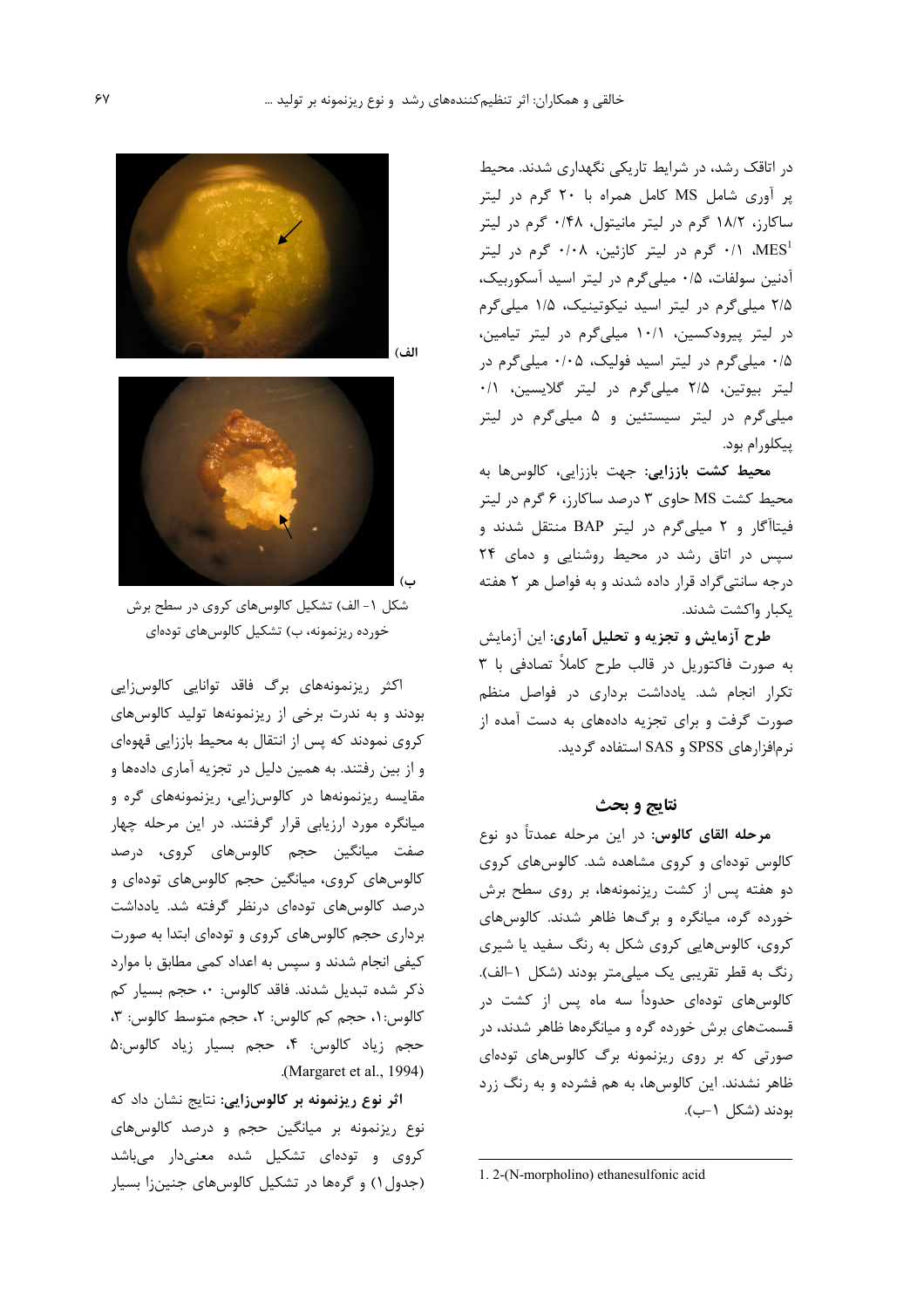در اتاقک رشد، در شرایط تاریکی نگهداری شدند. محیط پر آوری شامل MS کامل همراه با ۲۰ گرم در لیتر ساکارز، ۱۸/۲ گرم در لیتر مانیتول، ۰/۴۸ گرم در لیتر MES[1]، ۰/۱ گرم در لیتر کازئین، ۰/۰۸ گرم در لیتر آدنین سولفات، ۰/۵ میلی‌گرم در لیتر اسید آسکوربیک، ۲/۵ میلی‌گرم در لیتر اسید نیکوتینیک، ۱/۵ میلی‌گرم در لیتر پیرودکسین، ۱۰/۱ میلی‌گرم در لیتر تیامین، ۰/۵ میلی‌گرم در لیتر اسید فولیک، ۰/۰۵ میلی‌گرم در لیتر بیوتین، ۲/۵ میلی‌گرم در لیتر گلایسین، ۰/۱ میلی‌گرم در لیتر سیستئین و ۵ میلی‌گرم در لیتر پیکلورام بود.

**محیط کشت باززایی:** جهت باززایی، کالوس‌ها به محیط کشت MS حاوی ۳ درصد ساکارز، ۶ گرم در لیتر فیتاآگار و ۲ میلی‌گرم در لیتر BAP منتقل شدند و سپس در اتاق رشد در محیط روشنایی و دمای ۲۴ درجه سانتی‌گراد قرار داده شدند و به فواصل هر ۲ هفته یکبار واکشت شدند.

**طرح آزمایش و تجزیه و تحلیل آماری:** این آزمایش به صورت فاکتوریل در قالب طرح کاملاً تصادفی با ۳ تکرار انجام شد. یادداشت برداری در فواصل منظم صورت گرفت و برای تجزیه داده‌های به دست آمده از نرم‌افزارهای SPSS و SAS استفاده گردید.

## نتایج و بحث

**مرحله القای کالوس:** در این مرحله عمدتاً دو نوع کالوس توده‌ای و کروی مشاهده شد. کالوس‌های کروی دو هفته پس از کشت ریزنمونه‌ها، بر روی سطح برش خورده گره، میانگره و برگ‌ها ظاهر شدند. کالوس‌های کروی، کالوس‌هایی کروی شکل به رنگ سفید یا شیری رنگ به قطر تقریبی یک میلی‌متر بودند (شکل ۱-الف). کالوس‌های توده‌ای حدوداً سه ماه پس از کشت در قسمت‌های برش خورده گره و میانگره‌ها ظاهر شدند، در صورتی که بر روی ریزنمونه برگ کالوس‌های توده‌ای ظاهر نشدند. این کالوس‌ها، به هم فشرده و به رنگ زرد بودند (شکل ۱-ب).

الف)

ب)

شکل ۱- الف) تشکیل کالوس‌های کروی در سطح برش خورده ریزنمونه، ب) تشکیل کالوس‌های توده‌ای

اکثر ریزنمونه‌های برگ فاقد توانایی کالوس‌زایی بودند و به ندرت برخی از ریزنمونه‌ها تولید کالوس‌های کروی نمودند که پس از انتقال به محیط باززایی قهوه‌ای و از بین رفتند. به همین دلیل در تجزیه آماری داده‌ها و مقایسه ریزنمونه‌ها در کالوس‌زایی، ریزنمونه‌های گره و میانگره مورد ارزیابی قرار گرفتند. در این مرحله چهار صفت میانگین حجم کالوس‌های کروی، درصد کالوس‌های کروی، میانگین حجم کالوس‌های توده‌ای و درصد کالوس‌های توده‌ای درنظر گرفته شد. یادداشت برداری حجم کالوس‌های کروی و توده‌ای ابتدا به صورت کیفی انجام شدند و سپس به اعداد کمی مطابق با موارد ذکر شده تبدیل شدند. فاقد کالوس: ۰، حجم بسیار کم کالوس:۱، حجم کم کالوس: ۲، حجم متوسط کالوس: ۳، حجم زیاد کالوس: ۴، حجم بسیار زیاد کالوس:۵ (Margaret et al., 1994).

**اثر نوع ریزنمونه بر کالوس‌زایی:** نتایج نشان داد که نوع ریزنمونه بر میانگین حجم و درصد کالوس‌های کروی و توده‌ای تشکیل شده معنی‌دار می‌باشد (جدول۱) و گره‌ها در تشکیل کالوس‌های جنین‌زا بسیار

---

1. 2-(N-morpholino) ethanesulfonic acid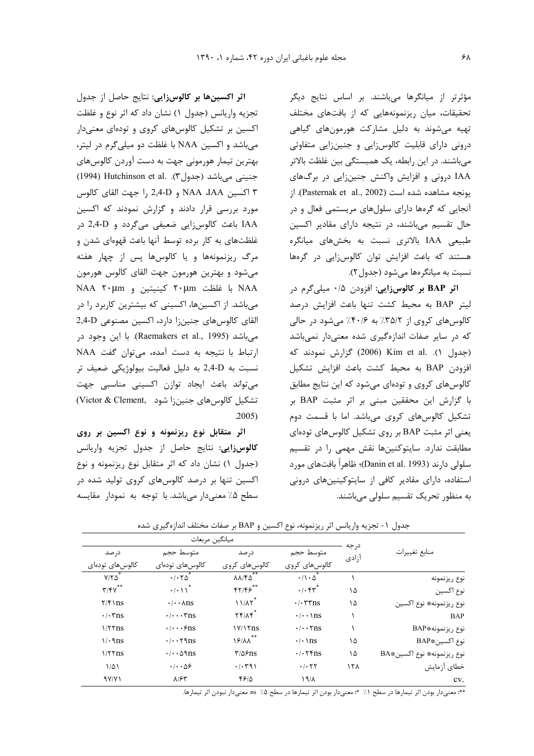مؤثرتر از میانگرها می‌باشند. بر اساس نتایج دیگر تحقیقات، میان ریزنمونه‌هایی که از بافت‌های مختلف تهیه می‌شوند به دلیل مشارکت هورمون‌های گیاهی درونی دارای قابلیت کالوس‌زایی و جنین‌زایی متفاوتی می‌باشند. در این رابطه، یک همبستگی بین غلظت بالاتر IAA درونی و افزایش واکنش جنین‌زایی در برگ‌های یونجه مشاهده شده است (Pasternak et al., 2002). از آنجایی که گره‌ها دارای سلول‌های مریستمی فعال و در حال تقسیم می‌باشند، در نتیجه دارای مقادیر اکسین طبیعی IAA بالاتری نسبت به بخش‌های میانگره هستند که باعث افزایش توان کالوس‌زایی در گره‌ها نسبت به میانگره‌ها می‌شود (جدول۲).

**اثر BAP بر کالوس‌زایی:** افزودن ۰/۵ میلی‌گرم در لیتر BAP به محیط کشت تنها باعث افزایش درصد کالوس‌های کروی از ۳۵/۲٪ به ۴۰/۶٪ می‌شود در حالی که در سایر صفات اندازه‌گیری شده معنی‌دار نمی‌باشد (جدول ۱). Kim et al. (2006) گزارش نمودند که افزودن BAP به محیط کشت باعث افزایش تشکیل کالوس‌های کروی و توده‌ای می‌شود که این نتایج مطابق با گزارش این محققین مبنی بر اثر مثبت BAP بر تشکیل کالوس‌های کروی می‌باشد. اما با قسمت دوم یعنی اثر مثبت BAP بر روی تشکیل کالوس‌های توده‌ای مطابقت ندارد. سایتوکنین‌ها نقش مهمی را در تقسیم سلولی دارند (Danin et al. 1993)؛ ظاهراً بافت‌های مورد استفاده، دارای مقادیر کافی از سایتوکینین‌های درونی به منظور تحریک تقسیم سلولی می‌باشند.

**اثر اکسین‌ها بر کالوس‌زایی:** نتایج حاصل از جدول تجزیه واریانس (جدول ۱) نشان داد که اثر نوع و غلظت اکسین بر تشکیل کالوس‌های کروی و توده‌ای معنی‌دار می‌باشد و اکسین NAA با غلظت دو میلی‌گرم در لیتر، بهترین تیمار هورمونی جهت به دست آوردن کالوس‌های جنینی می‌باشد (جدول۳). Hutchinson et al. (1994) ۳ اکسین NAA، IAA و 2,4-D را جهت القای کالوس مورد بررسی قرار دادند و گزارش نمودند که اکسین IAA باعث کالوس‌زایی ضعیفی می‌گردد و 2,4-D در غلظت‌های به کار برده توسط آنها باعث قهوه‌ای شدن و مرگ ریزنمونه‌ها و یا کالوس‌ها پس از چهار هفته می‌شود و بهترین هورمون جهت القای کالوس هورمون NAA با غلظت ۲۰µm کینیتین و ۲۰µm NAA می‌باشد. از اکسین‌ها، اکسینی که بیشترین کاربرد را در القای کالوس‌های جنین‌زا دارد، اکسین مصنوعی 2,4-D می‌باشد (Raemakers et al., 1995). با این وجود در ارتباط با نتیجه به دست آمده، می‌توان گفت NAA نسبت به 2,4-D به دلیل فعالیت بیولوژیکی ضعیف تر می‌تواند باعث ایجاد توازن اکسینی مناسبی جهت تشکیل کالوس‌های جنین‌زا شود (Victor & Clement, 2005).

**اثر متقابل نوع ریزنمونه و نوع اکسین بر روی کالوس‌زایی:** نتایج حاصل از جدول تجزیه واریانس (جدول ۱) نشان داد که اثر متقابل نوع ریزنمونه و نوع اکسین تنها بر درصد کالوس‌های کروی تولید شده در سطح ۵٪ معنی‌دار می‌باشد. با توجه به نمودار مقایسه

جدول ۱- تجزیه واریانس اثر ریزنمونه، نوع اکسین و BAP بر صفات مختلف اندازه‌گیری شده

| منابع تغییرات | درجه آزادی | میانگین مربعات | | | |
|---|---|---|---|---|---|
| | | متوسط حجم کالوس‌های کروی | درصد کالوس‌های کروی | متوسط حجم کالوس‌های توده‌ای | درصد کالوس‌های توده‌ای |
| نوع ریزنمونه | ۱ | ۰/۱۰۵* | ۸۸/۴۵** | ۰/۰۲۵* | ۷/۲۵* |
| نوع اکسین | ۱۵ | ۰/۰۴۳* | ۴۲/۴۶** | ۰/۰۱۱* | ۳/۴۷** |
| نوع ریزنمونه* نوع اکسین | ۱۵ | ۰/۰۳۳ns | ۱۱/۸۲* | ۰/۰۰۸ns | ۲/۴۱ns |
| BAP | ۱ | ۰/۰۰۱ns | ۲۴/۸۴* | ۰/۰۰۰۳ns | ۰/۰۳ns |
| نوع ریزنمونه*BAP | ۱ | ۰/۰۰۲ns | ۱۷/۱۲ns | ۰/۰۰۰۶ns | ۱/۲۲ns |
| نوع اکسین*BAP | ۱۵ | ۰/۰۱ns | ۱۶/۸۸** | ۰/۰۰۲۹ns | ۱/۰۹ns |
| نوع ریزنمونه* نوع اکسین*BA | ۱۵ | ۰/۰۲۴ns | ۳/۵۶ns | ۰/۰۰۵۹ns | ۱/۲۲ns |
| خطای آزمایش | ۱۲۸ | ۰/۰۲۲ | ۰/۰۳۹۱ | ۰/۰۰۵۶ | ۱/۵۱ |
| cv. | | ۱۹/۸ | ۴۶/۵ | ۸/۶۳ | ۹۷/۷۱ |

**: معنی‌دار بودن اثر تیمارها در سطح ۱٪ *: معنی‌دار بودن اثر تیمارها در سطح ۵٪ ns: معنی‌دار نبودن اثر تیمارها.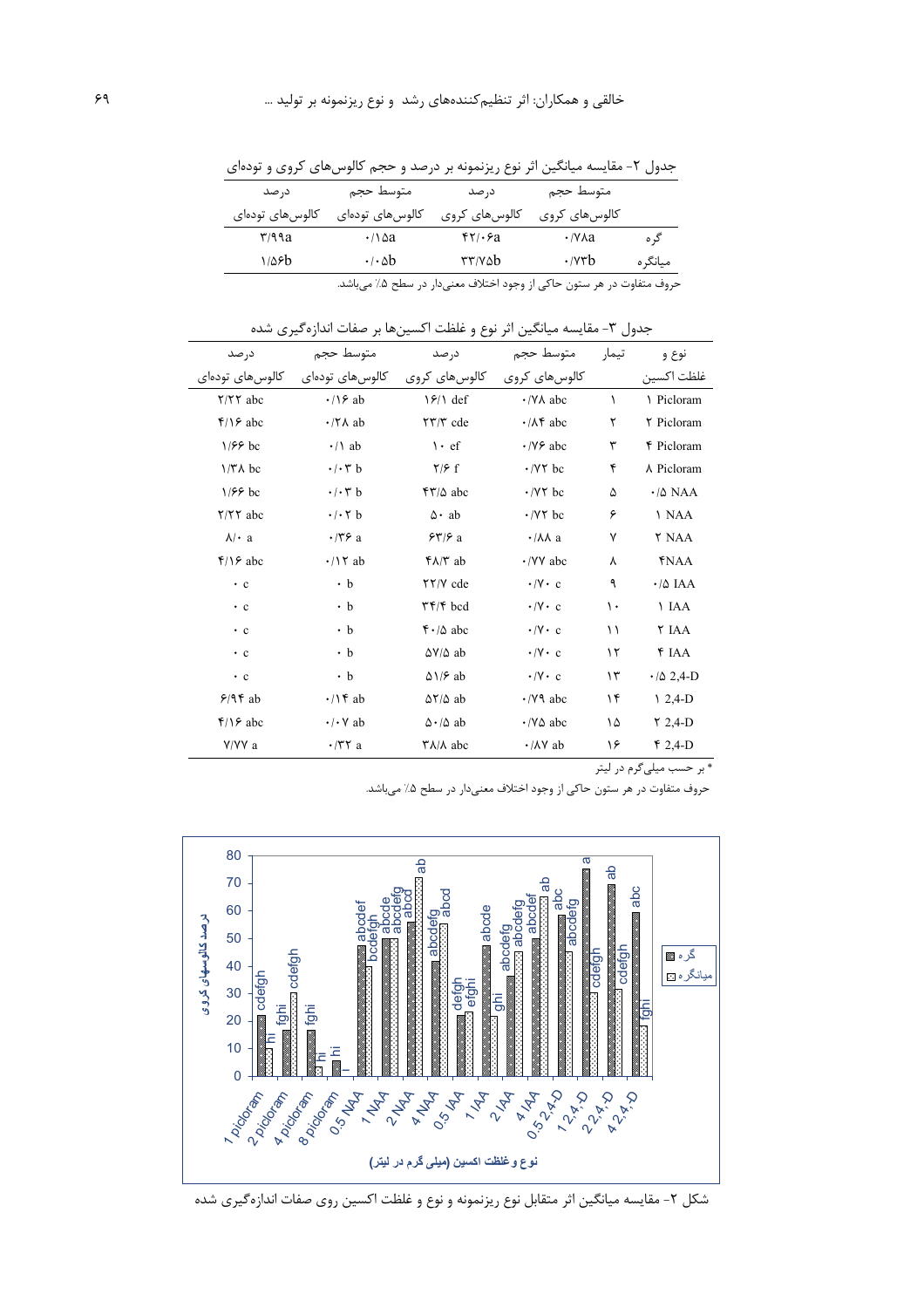جدول ۲- مقایسه میانگین اثر نوع ریزنمونه بر درصد و حجم کالوس‌های کروی و توده‌ای

| | متوسط حجم کالوس‌های کروی | درصد کالوس‌های کروی | متوسط حجم کالوس‌های توده‌ای | درصد کالوس‌های توده‌ای |
|---|---|---|---|---|
| گره | ۰/۷۸a | ۴۲/۰۶a | ۰/۱۵a | ۳/۹۹a |
| میانگره | ۰/۷۳b | ۳۳/۷۵b | ۰/۰۵b | ۱/۵۶b |

حروف متفاوت در هر ستون حاکی از وجود اختلاف معنی‌دار در سطح ۵٪ می‌باشد.

جدول ۳- مقایسه میانگین اثر نوع و غلظت اکسین‌ها بر صفات اندازه‌گیری شده

| نوع و غلظت اکسین | تیمار | متوسط حجم کالوس‌های کروی | درصد کالوس‌های کروی | متوسط حجم کالوس‌های توده‌ای | درصد کالوس‌های توده‌ای |
|---|---|---|---|---|---|
| ۱ Picloram | ۱ | ۰/۷۸ abc | ۱۶/۱ def | ۰/۱۶ ab | ۲/۲۲ abc |
| ۲ Picloram | ۲ | ۰/۸۴ abc | ۲۳/۳ cde | ۰/۲۸ ab | ۴/۱۶ abc |
| ۴ Picloram | ۳ | ۰/۷۶ abc | ۱۰ ef | ۰/۱ ab | ۱/۶۶ bc |
| ۸ Picloram | ۴ | ۰/۷۲ bc | ۲/۶ f | ۰/۰۳ b | ۱/۳۸ bc |
| ۰/۵ NAA | ۵ | ۰/۷۲ bc | ۴۳/۵ abc | ۰/۰۳ b | ۱/۶۶ bc |
| ۱ NAA | ۶ | ۰/۷۲ bc | ۵۰ ab | ۰/۰۲ b | ۲/۲۲ abc |
| ۲ NAA | ۷ | ۰/۸۸ a | ۶۳/۶ a | ۰/۳۶ a | ۸/۰ a |
| ۴NAA | ۸ | ۰/۷۷ abc | ۴۸/۳ ab | ۰/۱۲ ab | ۴/۱۶ abc |
| ۰/۵ IAA | ۹ | ۰/۷۰ c | ۲۲/۷ cde | ۰ b | ۰ c |
| ۱ IAA | ۱۰ | ۰/۷۰ c | ۳۴/۴ bcd | ۰ b | ۰ c |
| ۲ IAA | ۱۱ | ۰/۷۰ c | ۴۰/۵ abc | ۰ b | ۰ c |
| ۴ IAA | ۱۲ | ۰/۷۰ c | ۵۷/۵ ab | ۰ b | ۰ c |
| ۰/۵ 2,4-D | ۱۳ | ۰/۷۰ c | ۵۱/۶ ab | ۰ b | ۰ c |
| ۱ 2,4-D | ۱۴ | ۰/۷۹ abc | ۵۲/۵ ab | ۰/۱۴ ab | ۶/۹۴ ab |
| ۲ 2,4-D | ۱۵ | ۰/۷۵ abc | ۵۰/۵ ab | ۰/۰۷ ab | ۴/۱۶ abc |
| ۴ 2,4-D | ۱۶ | ۰/۸۷ ab | ۳۸/۸ abc | ۰/۳۲ a | ۷/۷۷ a |

* بر حسب میلی‌گرم در لیتر

حروف متفاوت در هر ستون حاکی از وجود اختلاف معنی‌دار در سطح ۵٪ می‌باشد.

شکل ۲- مقایسه میانگین اثر متقابل نوع ریزنمونه و نوع و غلظت اکسین روی صفات اندازه‌گیری شده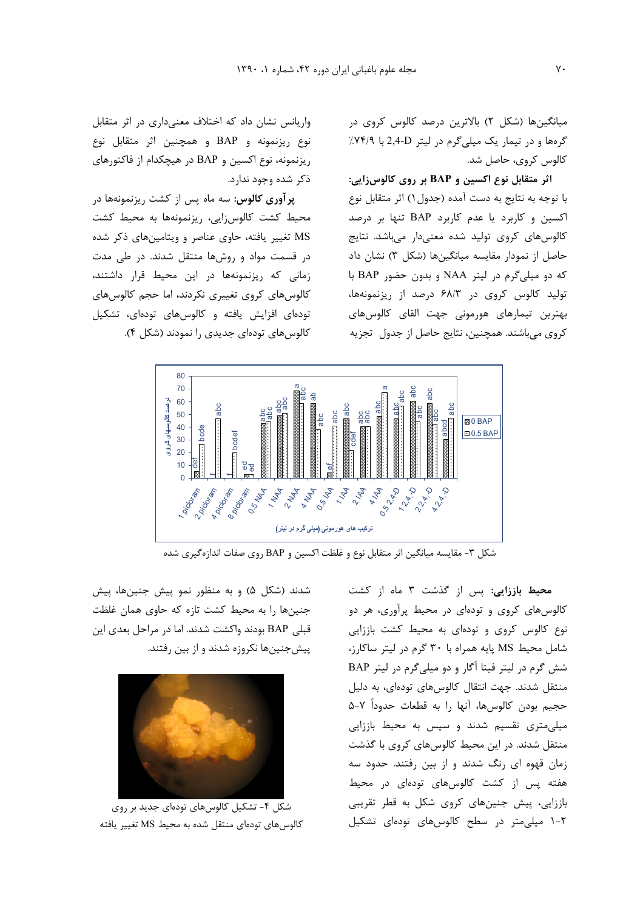میانگین‌ها (شکل ۲) بالاترین درصد کالوس کروی در گره‌ها و در تیمار یک میلی‌گرم در لیتر 2,4-D با ٪۷۴/۹ کالوس کروی، حاصل شد.

**اثر متقابل نوع اکسین و BAP بر روی کالوس‌زایی:** با توجه به نتایج به دست آمده (جدول۱) اثر متقابل نوع اکسین و کاربرد یا عدم کاربرد BAP تنها بر درصد کالوس‌های کروی تولید شده معنی‌دار می‌باشد. نتایج حاصل از نمودار مقایسه میانگین‌ها (شکل ۳) نشان داد که دو میلی‌گرم در لیتر NAA و بدون حضور BAP با تولید کالوس کروی در ۶۸/۳ درصد از ریزنمونه‌ها، بهترین تیمارهای هورمونی جهت القای کالوس‌های کروی می‌باشند. همچنین، نتایج حاصل از جدول تجزیه واریانس نشان داد که اختلاف معنی‌داری در اثر متقابل نوع ریزنمونه و BAP و همچنین اثر متقابل نوع ریزنمونه، نوع اکسین و BAP در هیچکدام از فاکتورهای ذکر شده وجود ندارد.

**پرآوری کالوس:** سه ماه پس از کشت ریزنمونه‌ها در محیط کشت کالوس‌زایی، ریزنمونه‌ها به محیط کشت MS تغییر یافته، حاوی عناصر و ویتامین‌های ذکر شده در قسمت مواد و روش‌ها منتقل شدند. در طی مدت زمانی که ریزنمونه‌ها در این محیط قرار داشتند، کالوس‌های کروی تغییری نکردند، اما حجم کالوس‌های توده‌ای افزایش یافته و کالوس‌های توده‌ای، تشکیل کالوس‌های توده‌ای جدیدی را نمودند (شکل ۴).

شکل ۳- مقایسه میانگین اثر متقابل نوع و غلظت اکسین و BAP روی صفات اندازه‌گیری شده

**محیط باززایی:** پس از گذشت ۳ ماه از کشت کالوس‌های کروی و توده‌ای در محیط پرآوری، هر دو نوع کالوس کروی و توده‌ای به محیط کشت باززایی شامل محیط MS پایه همراه با ۳۰ گرم در لیتر ساکارز، شش گرم در لیتر فیتا آگار و دو میلی‌گرم در لیتر BAP منتقل شدند. جهت انتقال کالوس‌های توده‌ای، به دلیل حجیم بودن کالوس‌ها، آنها را به قطعات حدوداً ۷-۵ میلی‌متری تقسیم شدند و سپس به محیط باززایی منتقل شدند. در این محیط کالوس‌های کروی با گذشت زمان قهوه ای رنگ شدند و از بین رفتند. حدود سه هفته پس از کشت کالوس‌های توده‌ای در محیط باززایی، پیش جنین‌های کروی شکل به قطر تقریبی ۲-۱ میلی‌متر در سطح کالوس‌های توده‌ای تشکیل شدند (شکل ۵) و به منظور نمو پیش جنین‌ها، پیش جنین‌ها را به محیط کشت تازه که حاوی همان غلظت قبلی BAP بودند واکشت شدند. اما در مراحل بعدی این پیش‌جنین‌ها نکروزه شدند و از بین رفتند.

شکل ۴- تشکیل کالوس‌های توده‌ای جدید بر روی کالوس‌های توده‌ای منتقل شده به محیط MS تغییر یافته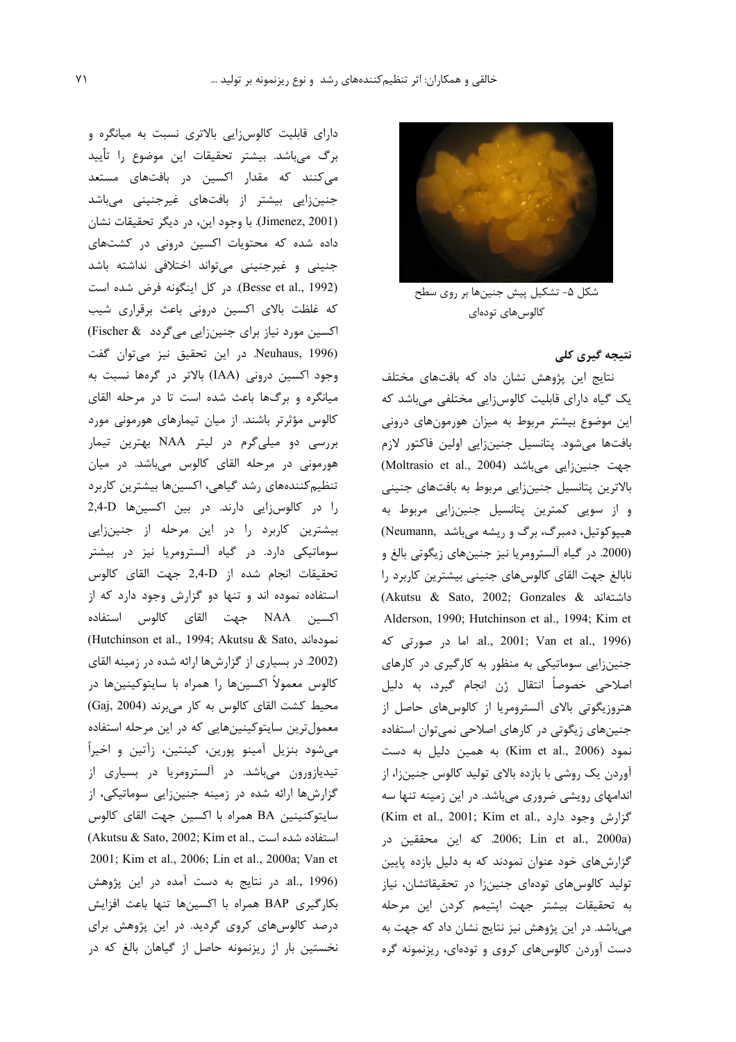شکل ۵- تشکیل پیش جنین‌ها بر روی سطح کالوس‌های توده‌ای

## نتیجه گیری کلی

نتایج این پژوهش نشان داد که بافت‌های مختلف یک گیاه دارای قابلیت کالوس‌زایی مختلفی می‌باشد که این موضوع بیشتر مربوط به میزان هورمون‌های درونی بافت‌ها می‌شود. پتانسیل جنین‌زایی اولین فاکتور لازم جهت جنین‌زایی می‌باشد (Moltrasio et al., 2004) بالاترین پتانسیل جنین‌زایی مربوط به بافت‌های جنینی و از سویی کمترین پتانسیل جنین‌زایی مربوط به هیپوکوتیل، دمبرگ، برگ و ریشه می‌باشد (Neumann, 2000). در گیاه آلسترومریا نیز جنین‌های زیگوتی بالغ و نابالغ جهت القای کالوس‌های جنینی بیشترین کاربرد را داشته‌اند (Akutsu & Sato, 2002; Gonzales & Alderson, 1990; Hutchinson et al., 1994; Kim et al., 2001; Van et al., 1996). اما در صورتی که جنین‌زایی سوماتیکی به منظور به کارگیری در کارهای اصلاحی خصوصاً انتقال ژن انجام گیرد، به دلیل هتروزیگوتی بالای آلسترومریا از کالوس‌های حاصل از جنین‌های زیگوتی در کارهای اصلاحی نمی‌توان استفاده نمود (Kim et al., 2006) به همین دلیل به دست آوردن یک روشی با بازده بالای تولید کالوس جنین‌زا، از اندامهای رویشی ضروری می‌باشد. در این زمینه تنها سه گزارش وجود دارد (Kim et al., 2001; Kim et al., 2006; Lin et al., 2000a) که این محققین در گزارش‌های خود عنوان نمودند که به دلیل بازده پایین تولید کالوس‌های توده‌ای جنین‌زا در تحقیقاتشان، نیاز به تحقیقات بیشتر جهت اپتیمم کردن این مرحله می‌باشد. در این پژوهش نیز نتایج نشان داد که جهت به دست آوردن کالوس‌های کروی و توده‌ای، ریزنمونه گره دارای قابلیت کالوس‌زایی بالاتری نسبت به میانگره و برگ می‌باشد. بیشتر تحقیقات این موضوع را تأیید می‌کنند که مقدار اکسین در بافت‌های مستعد جنین‌زایی بیشتر از بافت‌های غیرجنینی می‌باشد (Jimenez, 2001). با وجود این، در دیگر تحقیقات نشان داده شده که محتویات اکسین درونی در کشت‌های جنینی و غیرجنینی می‌تواند اختلافی نداشته باشد (Besse et al., 1992). در کل اینگونه فرض شده است که غلظت بالای اکسین درونی باعث برقراری شیب اکسین مورد نیاز برای جنین‌زایی می‌گردد (Fischer & Neuhaus, 1996). در این تحقیق نیز می‌توان گفت وجود اکسین درونی (IAA) بالاتر در گره‌ها نسبت به میانگره و برگ‌ها باعث شده است تا در مرحله القای کالوس مؤثرتر باشند. از میان تیمارهای هورمونی مورد بررسی دو میلی‌گرم در لیتر NAA بهترین تیمار هورمونی در مرحله القای کالوس می‌باشد. در میان تنظیم‌کننده‌های رشد گیاهی، اکسین‌ها بیشترین کاربرد را در کالوس‌زایی دارند. در بین اکسین‌ها 2,4-D بیشترین کاربرد را در این مرحله از جنین‌زایی سوماتیکی دارد. در گیاه آلسترومریا نیز در بیشتر تحقیقات انجام شده از 2,4-D جهت القای کالوس استفاده نموده اند و تنها دو گزارش وجود دارد که از اکسین NAA جهت القای کالوس استفاده نموده‌اند (Hutchinson et al., 1994; Akutsu & Sato, 2002). در بسیاری از گزارش‌ها ارائه شده در زمینه القای کالوس معمولاً اکسین‌ها را همراه با سایتوکینین‌ها در محیط کشت القای کالوس به کار می‌برند (Gaj, 2004) معمول‌ترین سایتوکینین‌هایی که در این مرحله استفاده می‌شود بنزیل آمینو پورین، کینتین، زآتین و اخیراً تیدیازورون می‌باشد. در آلسترومریا در بسیاری از گزارش‌ها ارائه شده در زمینه جنین‌زایی سوماتیکی، از سایتوکینین BA همراه با اکسین جهت القای کالوس استفاده شده است (Akutsu & Sato, 2002; Kim et al., 2001; Kim et al., 2006; Lin et al., 2000a; Van et al., 1996). در نتایج به دست آمده در این پژوهش بکارگیری BAP همراه با اکسین‌ها تنها باعث افزایش درصد کالوس‌های کروی گردید. در این پژوهش برای نخستین بار از ریزنمونه حاصل از گیاهان بالغ که در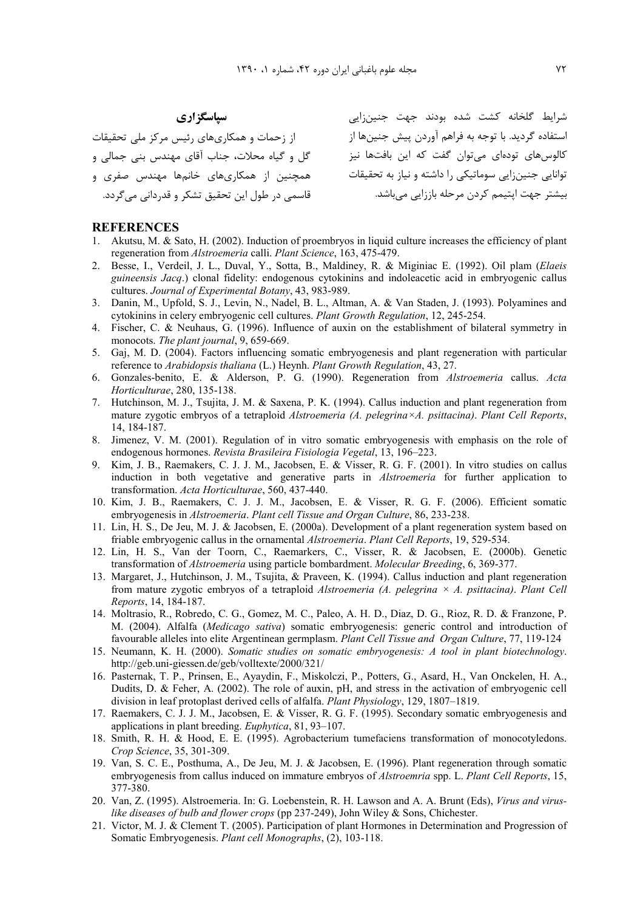شرایط گلخانه کشت شده بودند جهت جنین‌زایی استفاده گردید. با توجه به فراهم آوردن پیش جنین‌ها از کالوس‌های توده‌ای می‌توان گفت که این بافت‌ها نیز توانایی جنین‌زایی سوماتیکی را داشته و نیاز به تحقیقات بیشتر جهت اپتیمم کردن مرحله باززایی می‌باشد.

## سپاسگزاری

از زحمات و همکاری‌های رئیس مرکز ملی تحقیقات گل و گیاه محلات، جناب آقای مهندس بنی جمالی و همچنین از همکاری‌های خانم‌ها مهندس صفری و قاسمی در طول این تحقیق تشکر و قدردانی می‌گردد.

## REFERENCES

1. Akutsu, M. & Sato, H. (2002). Induction of proembryos in liquid culture increases the efficiency of plant regeneration from *Alstroemeria* calli. *Plant Science*, 163, 475-479.
2. Besse, I., Verdeil, J. L., Duval, Y., Sotta, B., Maldiney, R. & Miginiac E. (1992). Oil plam (*Elaeis guineensis Jacq*.) clonal fidelity: endogenous cytokinins and indoleacetic acid in embryogenic callus cultures. *Journal of Experimental Botany*, 43, 983-989.
3. Danin, M., Upfold, S. J., Levin, N., Nadel, B. L., Altman, A. & Van Staden, J. (1993). Polyamines and cytokinins in celery embryogenic cell cultures. *Plant Growth Regulation*, 12, 245-254.
4. Fischer, C. & Neuhaus, G. (1996). Influence of auxin on the establishment of bilateral symmetry in monocots. *The plant journal*, 9, 659-669.
5. Gaj, M. D. (2004). Factors influencing somatic embryogenesis and plant regeneration with particular reference to *Arabidopsis thaliana* (L.) Heynh. *Plant Growth Regulation*, 43, 27.
6. Gonzales-benito, E. & Alderson, P. G. (1990). Regeneration from *Alstroemeria* callus. *Acta Horticulturae*, 280, 135-138.
7. Hutchinson, M. J., Tsujita, J. M. & Saxena, P. K. (1994). Callus induction and plant regeneration from mature zygotic embryos of a tetraploid *Alstroemeria (A. pelegrina×A. psittacina)*. *Plant Cell Reports*, 14, 184-187.
8. Jimenez, V. M. (2001). Regulation of in vitro somatic embryogenesis with emphasis on the role of endogenous hormones. *Revista Brasileira Fisiologia Vegetal*, 13, 196–223.
9. Kim, J. B., Raemakers, C. J. J. M., Jacobsen, E. & Visser, R. G. F. (2001). In vitro studies on callus induction in both vegetative and generative parts in *Alstroemeria* for further application to transformation. *Acta Horticulturae*, 560, 437-440.
10. Kim, J. B., Raemakers, C. J. J. M., Jacobsen, E. & Visser, R. G. F. (2006). Efficient somatic embryogenesis in *Alstroemeria*. *Plant cell Tissue and Organ Culture*, 86, 233-238.
11. Lin, H. S., De Jeu, M. J. & Jacobsen, E. (2000a). Development of a plant regeneration system based on friable embryogenic callus in the ornamental *Alstroemeria*. *Plant Cell Reports*, 19, 529-534.
12. Lin, H. S., Van der Toorn, C., Raemarkers, C., Visser, R. & Jacobsen, E. (2000b). Genetic transformation of *Alstroemeria* using particle bombardment. *Molecular Breeding*, 6, 369-377.
13. Margaret, J., Hutchinson, J. M., Tsujita, & Praveen, K. (1994). Callus induction and plant regeneration from mature zygotic embryos of a tetraploid *Alstroemeria (A. pelegrina × A. psittacina)*. *Plant Cell Reports*, 14, 184-187.
14. Moltrasio, R., Robredo, C. G., Gomez, M. C., Paleo, A. H. D., Diaz, D. G., Rioz, R. D. & Franzone, P. M. (2004). Alfalfa (*Medicago sativa*) somatic embryogenesis: generic control and introduction of favourable alleles into elite Argentinean germplasm. *Plant Cell Tissue and Organ Culture*, 77, 119-124
15. Neumann, K. H. (2000). *Somatic studies on somatic embryogenesis: A tool in plant biotechnology*. http://geb.uni-giessen.de/geb/volltexte/2000/321/
16. Pasternak, T. P., Prinsen, E., Ayaydin, F., Miskolczi, P., Potters, G., Asard, H., Van Onckelen, H. A., Dudits, D. & Feher, A. (2002). The role of auxin, pH, and stress in the activation of embryogenic cell division in leaf protoplast derived cells of alfalfa. *Plant Physiology*, 129, 1807–1819.
17. Raemakers, C. J. J. M., Jacobsen, E. & Visser, R. G. F. (1995). Secondary somatic embryogenesis and applications in plant breeding. *Euphytica*, 81, 93–107.
18. Smith, R. H. & Hood, E. E. (1995). Agrobacterium tumefaciens transformation of monocotyledons. *Crop Science*, 35, 301-309.
19. Van, S. C. E., Posthuma, A., De Jeu, M. J. & Jacobsen, E. (1996). Plant regeneration through somatic embryogenesis from callus induced on immature embryos of *Alstroemria* spp. L. *Plant Cell Reports*, 15, 377-380.
20. Van, Z. (1995). Alstroemeria. In: G. Loebenstein, R. H. Lawson and A. A. Brunt (Eds), *Virus and virus-like diseases of bulb and flower crops* (pp 237-249), John Wiley & Sons, Chichester.
21. Victor, M. J. & Clement T. (2005). Participation of plant Hormones in Determination and Progression of Somatic Embryogenesis. *Plant cell Monographs*, (2), 103-118.